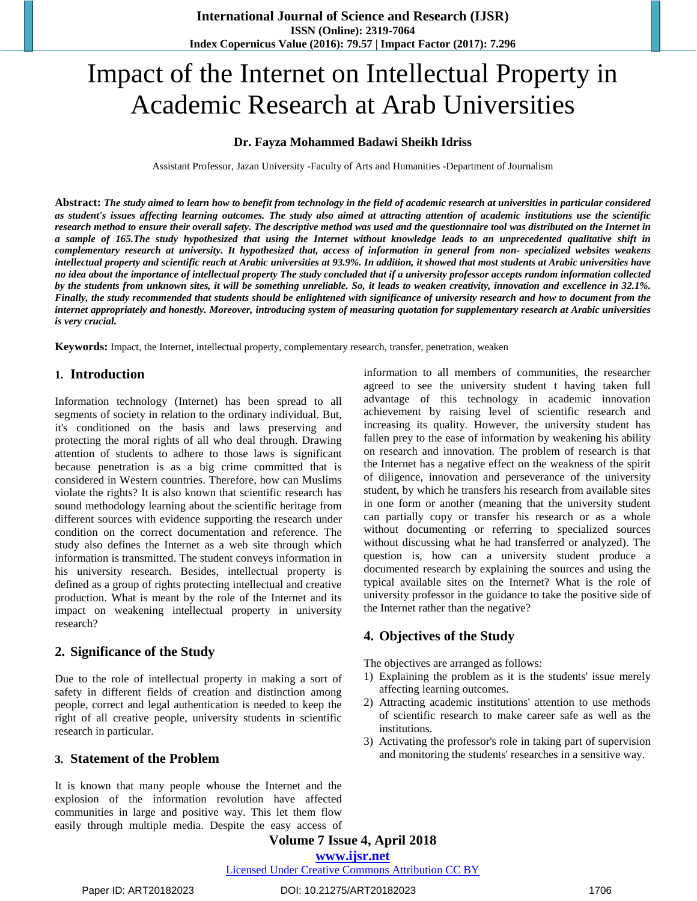# Impact of the Internet on Intellectual Property in Academic Research at Arab Universities

**Dr. Fayza Mohammed Badawi Sheikh Idriss**

Assistant Professor, Jazan University -Faculty of Arts and Humanities -Department of Journalism

**Abstract:** ***The study aimed to learn how to benefit from technology in the field of academic research at universities in particular considered as student's issues affecting learning outcomes. The study also aimed at attracting attention of academic institutions use the scientific research method to ensure their overall safety. The descriptive method was used and the questionnaire tool was distributed on the Internet in a sample of 165.The study hypothesized that using the Internet without knowledge leads to an unprecedented qualitative shift in complementary research at university. It hypothesized that, access of information in general from non- specialized websites weakens intellectual property and scientific reach at Arabic universities at 93.9%. In addition, it showed that most students at Arabic universities have no idea about the importance of intellectual property The study concluded that if a university professor accepts random information collected by the students from unknown sites, it will be something unreliable. So, it leads to weaken creativity, innovation and excellence in 32.1%. Finally, the study recommended that students should be enlightened with significance of university research and how to document from the internet appropriately and honestly. Moreover, introducing system of measuring quotation for supplementary research at Arabic universities is very crucial.***

**Keywords:** Impact, the Internet, intellectual property, complementary research, transfer, penetration, weaken

## 1. Introduction

Information technology (Internet) has been spread to all segments of society in relation to the ordinary individual. But, it's conditioned on the basis and laws preserving and protecting the moral rights of all who deal through. Drawing attention of students to adhere to those laws is significant because penetration is as a big crime committed that is considered in Western countries. Therefore, how can Muslims violate the rights? It is also known that scientific research has sound methodology learning about the scientific heritage from different sources with evidence supporting the research under condition on the correct documentation and reference. The study also defines the Internet as a web site through which information is transmitted. The student conveys information in his university research. Besides, intellectual property is defined as a group of rights protecting intellectual and creative production. What is meant by the role of the Internet and its impact on weakening intellectual property in university research?

## 2. Significance of the Study

Due to the role of intellectual property in making a sort of safety in different fields of creation and distinction among people, correct and legal authentication is needed to keep the right of all creative people, university students in scientific research in particular.

## 3. Statement of the Problem

It is known that many people whouse the Internet and the explosion of the information revolution have affected communities in large and positive way. This let them flow easily through multiple media. Despite the easy access of information to all members of communities, the researcher agreed to see the university student t having taken full advantage of this technology in academic innovation achievement by raising level of scientific research and increasing its quality. However, the university student has fallen prey to the ease of information by weakening his ability on research and innovation. The problem of research is that the Internet has a negative effect on the weakness of the spirit of diligence, innovation and perseverance of the university student, by which he transfers his research from available sites in one form or another (meaning that the university student can partially copy or transfer his research or as a whole without documenting or referring to specialized sources without discussing what he had transferred or analyzed). The question is, how can a university student produce a documented research by explaining the sources and using the typical available sites on the Internet? What is the role of university professor in the guidance to take the positive side of the Internet rather than the negative?

## 4. Objectives of the Study

The objectives are arranged as follows:

1) Explaining the problem as it is the students' issue merely affecting learning outcomes.
2) Attracting academic institutions' attention to use methods of scientific research to make career safe as well as the institutions.
3) Activating the professor's role in taking part of supervision and monitoring the students' researches in a sensitive way.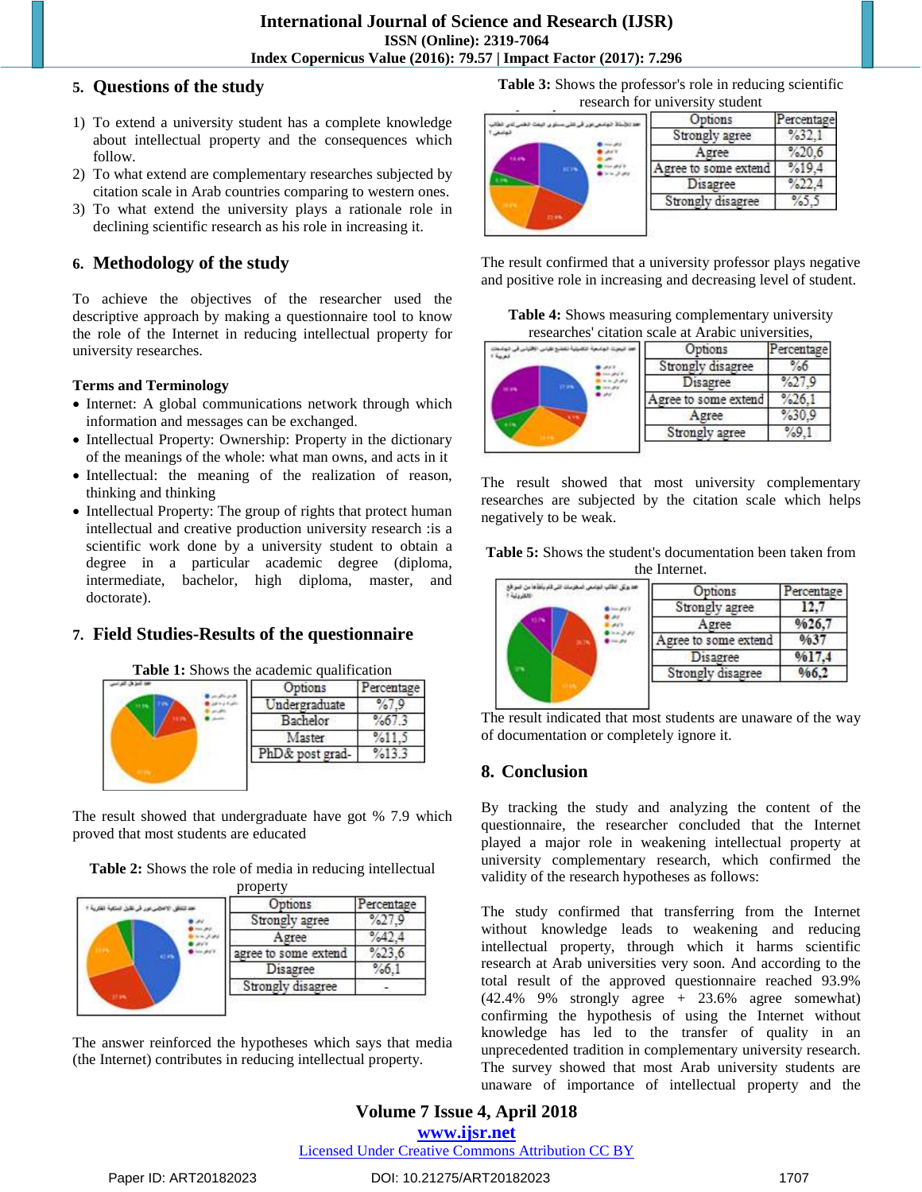## 5. Questions of the study

1) To extend a university student has a complete knowledge about intellectual property and the consequences which follow.
2) To what extend are complementary researches subjected by citation scale in Arab countries comparing to western ones.
3) To what extend the university plays a rationale role in declining scientific research as his role in increasing it.

## 6. Methodology of the study

To achieve the objectives of the researcher used the descriptive approach by making a questionnaire tool to know the role of the Internet in reducing intellectual property for university researches.

**Terms and Terminology**

- Internet: A global communications network through which information and messages can be exchanged.
- Intellectual Property: Ownership: Property in the dictionary of the meanings of the whole: what man owns, and acts in it
- Intellectual: the meaning of the realization of reason, thinking and thinking
- Intellectual Property: The group of rights that protect human intellectual and creative production university research :is a scientific work done by a university student to obtain a degree in a particular academic degree (diploma, intermediate, bachelor, high diploma, master, and doctorate).

## 7. Field Studies-Results of the questionnaire

**Table 1:** Shows the academic qualification

| Options | Percentage |
|---|---|
| Undergraduate | %7.9 |
| Bachelor | %67.3 |
| Master | %11.5 |
| PhD& post grad- | %13.3 |

The result showed that undergraduate have got % 7.9 which proved that most students are educated

**Table 2:** Shows the role of media in reducing intellectual property

| Options | Percentage |
|---|---|
| Strongly agree | %27.9 |
| Agree | %42.4 |
| agree to some extend | %23.6 |
| Disagree | %6.1 |
| Strongly disagree | - |

The answer reinforced the hypotheses which says that media (the Internet) contributes in reducing intellectual property.

**Table 3:** Shows the professor's role in reducing scientific research for university student

| Options | Percentage |
|---|---|
| Strongly agree | %32.1 |
| Agree | %20.6 |
| Agree to some extend | %19.4 |
| Disagree | %22.4 |
| Strongly disagree | %5.5 |

The result confirmed that a university professor plays negative and positive role in increasing and decreasing level of student.

**Table 4:** Shows measuring complementary university researches' citation scale at Arabic universities,

| Options | Percentage |
|---|---|
| Strongly disagree | %6 |
| Disagree | %27.9 |
| Agree to some extend | %26.1 |
| Agree | %30.9 |
| Strongly agree | %9.1 |

The result showed that most university complementary researches are subjected by the citation scale which helps negatively to be weak.

**Table 5:** Shows the student's documentation been taken from the Internet.

| Options | Percentage |
|---|---|
| Strongly agree | 12.7 |
| Agree | %26.7 |
| Agree to some extend | %37 |
| Disagree | %17.4 |
| Strongly disagree | %6.2 |

The result indicated that most students are unaware of the way of documentation or completely ignore it.

## 8. Conclusion

By tracking the study and analyzing the content of the questionnaire, the researcher concluded that the Internet played a major role in weakening intellectual property at university complementary research, which confirmed the validity of the research hypotheses as follows:

The study confirmed that transferring from the Internet without knowledge leads to weakening and reducing intellectual property, through which it harms scientific research at Arab universities very soon. And according to the total result of the approved questionnaire reached 93.9% (42.4% 9% strongly agree + 23.6% agree somewhat) confirming the hypothesis of using the Internet without knowledge has led to the transfer of quality in an unprecedented tradition in complementary university research. The survey showed that most Arab university students are unaware of importance of intellectual property and the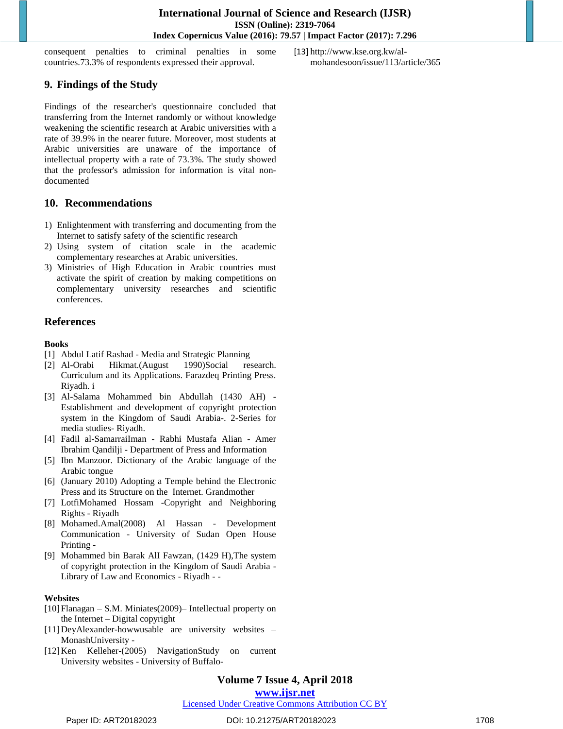consequent penalties to criminal penalties in some countries.73.3% of respondents expressed their approval.

## 9. Findings of the Study

Findings of the researcher's questionnaire concluded that transferring from the Internet randomly or without knowledge weakening the scientific research at Arabic universities with a rate of 39.9% in the nearer future. Moreover, most students at Arabic universities are unaware of the importance of intellectual property with a rate of 73.3%. The study showed that the professor's admission for information is vital non-documented

## 10. Recommendations

1) Enlightenment with transferring and documenting from the Internet to satisfy safety of the scientific research
2) Using system of citation scale in the academic complementary researches at Arabic universities.
3) Ministries of High Education in Arabic countries must activate the spirit of creation by making competitions on complementary university researches and scientific conferences.

## References

**Books**

[1] Abdul Latif Rashad - Media and Strategic Planning
[2] Al-Orabi Hikmat.(August 1990)Social research. Curriculum and its Applications. Farazdeq Printing Press. Riyadh. i
[3] Al-Salama Mohammed bin Abdullah (1430 AH) - Establishment and development of copyright protection system in the Kingdom of Saudi Arabia-. 2-Series for media studies- Riyadh.
[4] Fadil al-SamarraiIman - Rabhi Mustafa Alian - Amer Ibrahim Qandilji - Department of Press and Information
[5] Ibn Manzoor. Dictionary of the Arabic language of the Arabic tongue
[6] (January 2010) Adopting a Temple behind the Electronic Press and its Structure on the Internet. Grandmother
[7] LotfiMohamed Hossam -Copyright and Neighboring Rights - Riyadh
[8] Mohamed.Amal(2008) Al Hassan - Development Communication - University of Sudan Open House Printing -
[9] Mohammed bin Barak AlI Fawzan, (1429 H),The system of copyright protection in the Kingdom of Saudi Arabia - Library of Law and Economics - Riyadh - -

**Websites**

[10] Flanagan – S.M. Miniates(2009)– Intellectual property on the Internet – Digital copyright
[11] DeyAlexander-howwusable are university websites – MonashUniversity -
[12] Ken Kelleher-(2005) NavigationStudy on current University websites - University of Buffalo-
[13] http://www.kse.org.kw/al-mohandesoon/issue/113/article/365